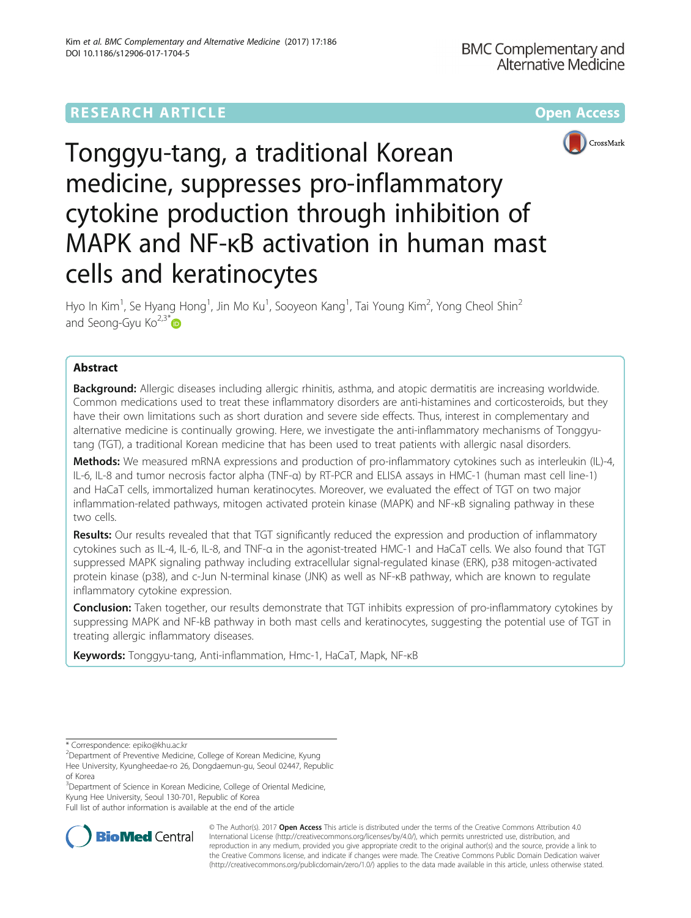RESEARCH ARTICLE Open Access

# Tonggyu-tang, a traditional Korean medicine, suppresses pro-inflammatory cytokine production through inhibition of MAPK and NF-κB activation in human mast cells and keratinocytes

Hyo In Kim[1], Se Hyang Hong[1], Jin Mo Ku[1], Sooyeon Kang[1], Tai Young Kim[2], Yong Cheol Shin[2] and Seong-Gyu Ko[2,3*]

## Abstract

**Background:** Allergic diseases including allergic rhinitis, asthma, and atopic dermatitis are increasing worldwide. Common medications used to treat these inflammatory disorders are anti-histamines and corticosteroids, but they have their own limitations such as short duration and severe side effects. Thus, interest in complementary and alternative medicine is continually growing. Here, we investigate the anti-inflammatory mechanisms of Tonggyu-tang (TGT), a traditional Korean medicine that has been used to treat patients with allergic nasal disorders.

**Methods:** We measured mRNA expressions and production of pro-inflammatory cytokines such as interleukin (IL)-4, IL-6, IL-8 and tumor necrosis factor alpha (TNF-α) by RT-PCR and ELISA assays in HMC-1 (human mast cell line-1) and HaCaT cells, immortalized human keratinocytes. Moreover, we evaluated the effect of TGT on two major inflammation-related pathways, mitogen activated protein kinase (MAPK) and NF-κB signaling pathway in these two cells.

**Results:** Our results revealed that that TGT significantly reduced the expression and production of inflammatory cytokines such as IL-4, IL-6, IL-8, and TNF-α in the agonist-treated HMC-1 and HaCaT cells. We also found that TGT suppressed MAPK signaling pathway including extracellular signal-regulated kinase (ERK), p38 mitogen-activated protein kinase (p38), and c-Jun N-terminal kinase (JNK) as well as NF-κB pathway, which are known to regulate inflammatory cytokine expression.

**Conclusion:** Taken together, our results demonstrate that TGT inhibits expression of pro-inflammatory cytokines by suppressing MAPK and NF-kB pathway in both mast cells and keratinocytes, suggesting the potential use of TGT in treating allergic inflammatory diseases.

**Keywords:** Tonggyu-tang, Anti-inflammation, Hmc-1, HaCaT, Mapk, NF-κB

---

\* Correspondence: epiko@khu.ac.kr

[2]Department of Preventive Medicine, College of Korean Medicine, Kyung Hee University, Kyungheedae-ro 26, Dongdaemun-gu, Seoul 02447, Republic of Korea

[3]Department of Science in Korean Medicine, College of Oriental Medicine, Kyung Hee University, Seoul 130-701, Republic of Korea

Full list of author information is available at the end of the article

© The Author(s). 2017 **Open Access** This article is distributed under the terms of the Creative Commons Attribution 4.0 International License (http://creativecommons.org/licenses/by/4.0/), which permits unrestricted use, distribution, and reproduction in any medium, provided you give appropriate credit to the original author(s) and the source, provide a link to the Creative Commons license, and indicate if changes were made. The Creative Commons Public Domain Dedication waiver (http://creativecommons.org/publicdomain/zero/1.0/) applies to the data made available in this article, unless otherwise stated.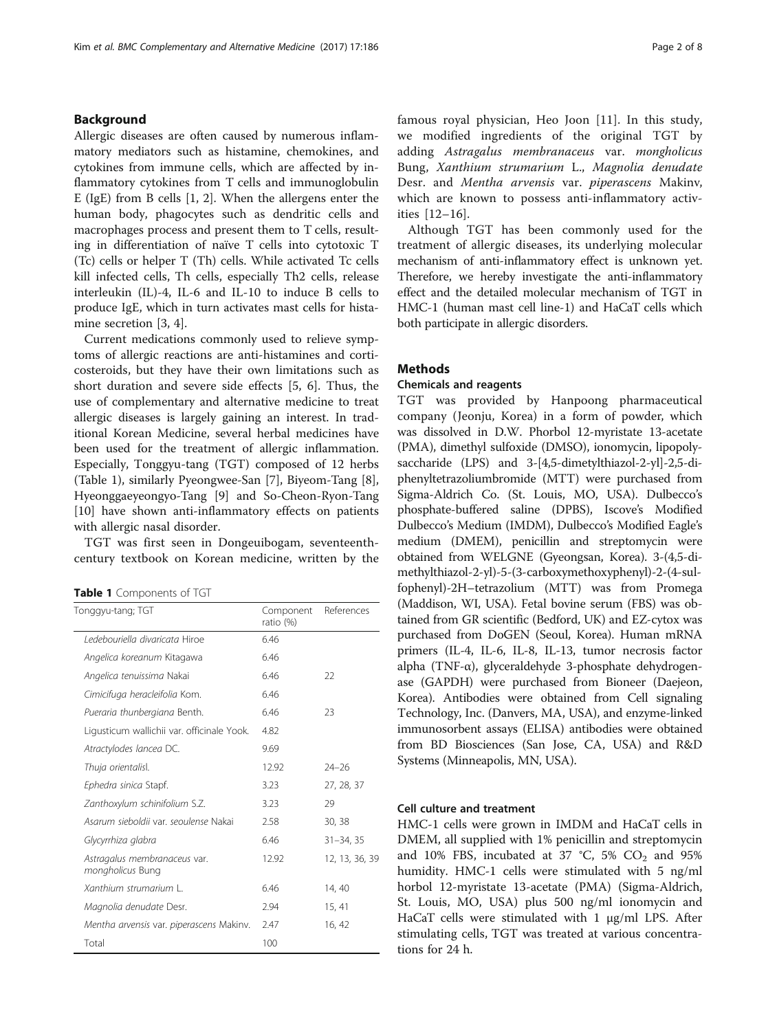## Background

Allergic diseases are often caused by numerous inflammatory mediators such as histamine, chemokines, and cytokines from immune cells, which are affected by inflammatory cytokines from T cells and immunoglobulin E (IgE) from B cells [1, 2]. When the allergens enter the human body, phagocytes such as dendritic cells and macrophages process and present them to T cells, resulting in differentiation of naïve T cells into cytotoxic T (Tc) cells or helper T (Th) cells. While activated Tc cells kill infected cells, Th cells, especially Th2 cells, release interleukin (IL)-4, IL-6 and IL-10 to induce B cells to produce IgE, which in turn activates mast cells for histamine secretion [3, 4].

Current medications commonly used to relieve symptoms of allergic reactions are anti-histamines and corticosteroids, but they have their own limitations such as short duration and severe side effects [5, 6]. Thus, the use of complementary and alternative medicine to treat allergic diseases is largely gaining an interest. In traditional Korean Medicine, several herbal medicines have been used for the treatment of allergic inflammation. Especially, Tonggyu-tang (TGT) composed of 12 herbs (Table 1), similarly Pyeongwee-San [7], Biyeom-Tang [8], Hyeonggaeyeongyo-Tang [9] and So-Cheon-Ryon-Tang [10] have shown anti-inflammatory effects on patients with allergic nasal disorder.

TGT was first seen in Dongeuibogam, seventeenth-century textbook on Korean medicine, written by the famous royal physician, Heo Joon [11]. In this study, we modified ingredients of the original TGT by adding *Astragalus membranaceus* var. *mongholicus* Bung, *Xanthium strumarium* L., *Magnolia denudate* Desr. and *Mentha arvensis* var. *piperascens* Makinv, which are known to possess anti-inflammatory activities [12–16].

Although TGT has been commonly used for the treatment of allergic diseases, its underlying molecular mechanism of anti-inflammatory effect is unknown yet. Therefore, we hereby investigate the anti-inflammatory effect and the detailed molecular mechanism of TGT in HMC-1 (human mast cell line-1) and HaCaT cells which both participate in allergic disorders.

**Table 1** Components of TGT

| Tonggyu-tang; TGT | Component ratio (%) | References |
|---|---|---|
| *Ledebouriella divaricata* Hiroe | 6.46 | |
| *Angelica koreanum* Kitagawa | 6.46 | |
| *Angelica tenuissima* Nakai | 6.46 | 22 |
| *Cimicifuga heracleifolia* Kom. | 6.46 | |
| *Pueraria thunbergiana* Benth. | 6.46 | 23 |
| Ligusticum wallichii var. officinale Yook. | 4.82 | |
| *Atractylodes lancea* DC. | 9.69 | |
| *Thuja orientalis*l. | 12.92 | 24–26 |
| *Ephedra sinica* Stapf. | 3.23 | 27, 28, 37 |
| *Zanthoxylum schinifolium* S.Z. | 3.23 | 29 |
| *Asarum sieboldii* var. *seoulense* Nakai | 2.58 | 30, 38 |
| *Glycyrrhiza glabra* | 6.46 | 31–34, 35 |
| *Astragalus membranaceus* var. *mongholicus* Bung | 12.92 | 12, 13, 36, 39 |
| *Xanthium strumarium* L. | 6.46 | 14, 40 |
| *Magnolia denudate* Desr. | 2.94 | 15, 41 |
| *Mentha arvensis* var. *piperascens* Makinv. | 2.47 | 16, 42 |
| Total | 100 | |

## Methods

### Chemicals and reagents

TGT was provided by Hanpoong pharmaceutical company (Jeonju, Korea) in a form of powder, which was dissolved in D.W. Phorbol 12-myristate 13-acetate (PMA), dimethyl sulfoxide (DMSO), ionomycin, lipopolysaccharide (LPS) and 3-[4,5-dimetylthiazol-2-yl]-2,5-diphenyltetrazoliumbromide (MTT) were purchased from Sigma-Aldrich Co. (St. Louis, MO, USA). Dulbecco's phosphate-buffered saline (DPBS), Iscove's Modified Dulbecco's Medium (IMDM), Dulbecco's Modified Eagle's medium (DMEM), penicillin and streptomycin were obtained from WELGNE (Gyeongsan, Korea). 3-(4,5-dimethylthiazol-2-yl)-5-(3-carboxymethoxyphenyl)-2-(4-sulfophenyl)-2H–tetrazolium (MTT) was from Promega (Maddison, WI, USA). Fetal bovine serum (FBS) was obtained from GR scientific (Bedford, UK) and EZ-cytox was purchased from DoGEN (Seoul, Korea). Human mRNA primers (IL-4, IL-6, IL-8, IL-13, tumor necrosis factor alpha (TNF-α), glyceraldehyde 3-phosphate dehydrogenase (GAPDH) were purchased from Bioneer (Daejeon, Korea). Antibodies were obtained from Cell signaling Technology, Inc. (Danvers, MA, USA), and enzyme-linked immunosorbent assays (ELISA) antibodies were obtained from BD Biosciences (San Jose, CA, USA) and R&D Systems (Minneapolis, MN, USA).

### Cell culture and treatment

HMC-1 cells were grown in IMDM and HaCaT cells in DMEM, all supplied with 1% penicillin and streptomycin and 10% FBS, incubated at 37 °C, 5% $CO_2$ and 95% humidity. HMC-1 cells were stimulated with 5 ng/ml horbol 12-myristate 13-acetate (PMA) (Sigma-Aldrich, St. Louis, MO, USA) plus 500 ng/ml ionomycin and HaCaT cells were stimulated with 1 μg/ml LPS. After stimulating cells, TGT was treated at various concentrations for 24 h.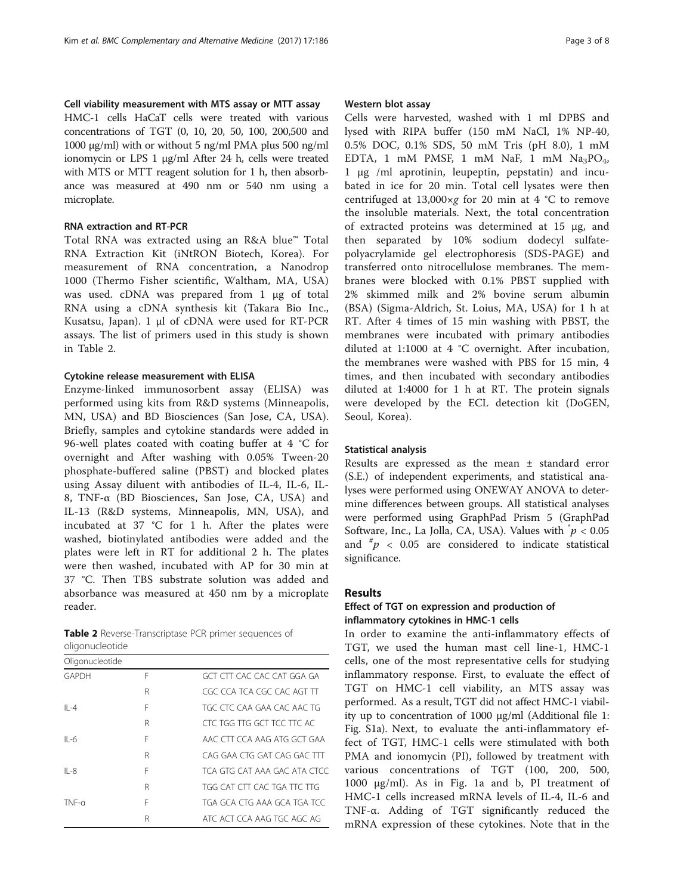#### Cell viability measurement with MTS assay or MTT assay

HMC-1 cells HaCaT cells were treated with various concentrations of TGT (0, 10, 20, 50, 100, 200,500 and 1000 μg/ml) with or without 5 ng/ml PMA plus 500 ng/ml ionomycin or LPS 1 μg/ml After 24 h, cells were treated with MTS or MTT reagent solution for 1 h, then absorbance was measured at 490 nm or 540 nm using a microplate.

#### RNA extraction and RT-PCR

Total RNA was extracted using an R&A blue™ Total RNA Extraction Kit (iNtRON Biotech, Korea). For measurement of RNA concentration, a Nanodrop 1000 (Thermo Fisher scientific, Waltham, MA, USA) was used. cDNA was prepared from 1 μg of total RNA using a cDNA synthesis kit (Takara Bio Inc., Kusatsu, Japan). 1 μl of cDNA were used for RT-PCR assays. The list of primers used in this study is shown in Table 2.

#### Cytokine release measurement with ELISA

Enzyme-linked immunosorbent assay (ELISA) was performed using kits from R&D systems (Minneapolis, MN, USA) and BD Biosciences (San Jose, CA, USA). Briefly, samples and cytokine standards were added in 96-well plates coated with coating buffer at 4 °C for overnight and After washing with 0.05% Tween-20 phosphate-buffered saline (PBST) and blocked plates using Assay diluent with antibodies of IL-4, IL-6, IL-8, TNF-α (BD Biosciences, San Jose, CA, USA) and IL-13 (R&D systems, Minneapolis, MN, USA), and incubated at 37 °C for 1 h. After the plates were washed, biotinylated antibodies were added and the plates were left in RT for additional 2 h. The plates were then washed, incubated with AP for 30 min at 37 °C. Then TBS substrate solution was added and absorbance was measured at 450 nm by a microplate reader.

**Table 2** Reverse-Transcriptase PCR primer sequences of oligonucleotide

| Oligonucleotide | | |
|---|---|---|
| GAPDH | F | GCT CTT CAC CAC CAT GGA GA |
| | R | CGC CCA TCA CGC CAC AGT TT |
| IL-4 | F | TGC CTC CAA GAA CAC AAC TG |
| | R | CTC TGG TTG GCT TCC TTC AC |
| IL-6 | F | AAC CTT CCA AAG ATG GCT GAA |
| | R | CAG GAA CTG GAT CAG GAC TTT |
| IL-8 | F | TCA GTG CAT AAA GAC ATA CTCC |
| | R | TGG CAT CTT CAC TGA TTC TTG |
| TNF-α | F | TGA GCA CTG AAA GCA TGA TCC |
| | R | ATC ACT CCA AAG TGC AGC AG |

#### Western blot assay

Cells were harvested, washed with 1 ml DPBS and lysed with RIPA buffer (150 mM NaCl, 1% NP-40, 0.5% DOC, 0.1% SDS, 50 mM Tris (pH 8.0), 1 mM EDTA, 1 mM PMSF, 1 mM NaF, 1 mM $Na_3PO_4$, 1 μg /ml aprotinin, leupeptin, pepstatin) and incubated in ice for 20 min. Total cell lysates were then centrifuged at 13,000×*g* for 20 min at 4 °C to remove the insoluble materials. Next, the total concentration of extracted proteins was determined at 15 μg, and then separated by 10% sodium dodecyl sulfate-polyacrylamide gel electrophoresis (SDS-PAGE) and transferred onto nitrocellulose membranes. The membranes were blocked with 0.1% PBST supplied with 2% skimmed milk and 2% bovine serum albumin (BSA) (Sigma-Aldrich, St. Loius, MA, USA) for 1 h at RT. After 4 times of 15 min washing with PBST, the membranes were incubated with primary antibodies diluted at 1:1000 at 4 °C overnight. After incubation, the membranes were washed with PBS for 15 min, 4 times, and then incubated with secondary antibodies diluted at 1:4000 for 1 h at RT. The protein signals were developed by the ECL detection kit (DoGEN, Seoul, Korea).

#### Statistical analysis

Results are expressed as the mean ± standard error (S.E.) of independent experiments, and statistical analyses were performed using ONEWAY ANOVA to determine differences between groups. All statistical analyses were performed using GraphPad Prism 5 (GraphPad Software, Inc., La Jolla, CA, USA). Values with $^{*}p < 0.05$ and $^{\#}p < 0.05$ are considered to indicate statistical significance.

## Results

### Effect of TGT on expression and production of inflammatory cytokines in HMC-1 cells

In order to examine the anti-inflammatory effects of TGT, we used the human mast cell line-1, HMC-1 cells, one of the most representative cells for studying inflammatory response. First, to evaluate the effect of TGT on HMC-1 cell viability, an MTS assay was performed. As a result, TGT did not affect HMC-1 viability up to concentration of 1000 μg/ml (Additional file 1: Fig. S1a). Next, to evaluate the anti-inflammatory effect of TGT, HMC-1 cells were stimulated with both PMA and ionomycin (PI), followed by treatment with various concentrations of TGT (100, 200, 500, 1000 μg/ml). As in Fig. 1a and b, PI treatment of HMC-1 cells increased mRNA levels of IL-4, IL-6 and TNF-α. Adding of TGT significantly reduced the mRNA expression of these cytokines. Note that in the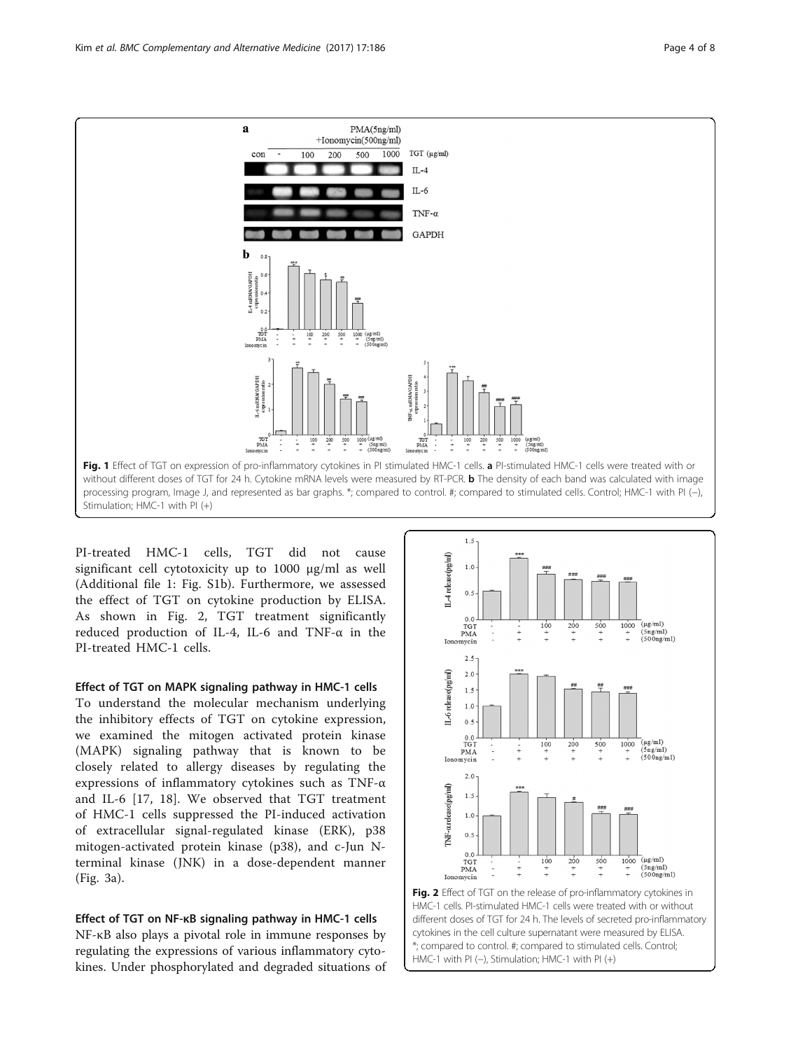Fig. 1 Effect of TGT on expression of pro-inflammatory cytokines in PI stimulated HMC-1 cells. **a** PI-stimulated HMC-1 cells were treated with or without different doses of TGT for 24 h. Cytokine mRNA levels were measured by RT-PCR. **b** The density of each band was calculated with image processing program, Image J, and represented as bar graphs. *; compared to control. #; compared to stimulated cells. Control; HMC-1 with PI (−), Stimulation; HMC-1 with PI (+)

PI-treated HMC-1 cells, TGT did not cause significant cell cytotoxicity up to 1000 μg/ml as well (Additional file 1: Fig. S1b). Furthermore, we assessed the effect of TGT on cytokine production by ELISA. As shown in Fig. 2, TGT treatment significantly reduced production of IL-4, IL-6 and TNF-α in the PI-treated HMC-1 cells.

### Effect of TGT on MAPK signaling pathway in HMC-1 cells

To understand the molecular mechanism underlying the inhibitory effects of TGT on cytokine expression, we examined the mitogen activated protein kinase (MAPK) signaling pathway that is known to be closely related to allergy diseases by regulating the expressions of inflammatory cytokines such as TNF-α and IL-6 [17, 18]. We observed that TGT treatment of HMC-1 cells suppressed the PI-induced activation of extracellular signal-regulated kinase (ERK), p38 mitogen-activated protein kinase (p38), and c-Jun N-terminal kinase (JNK) in a dose-dependent manner (Fig. 3a).

### Effect of TGT on NF-κB signaling pathway in HMC-1 cells

NF-κB also plays a pivotal role in immune responses by regulating the expressions of various inflammatory cytokines. Under phosphorylated and degraded situations of

Fig. 2 Effect of TGT on the release of pro-inflammatory cytokines in HMC-1 cells. PI-stimulated HMC-1 cells were treated with or without different doses of TGT for 24 h. The levels of secreted pro-inflammatory cytokines in the cell culture supernatant were measured by ELISA. *; compared to control. #; compared to stimulated cells. Control; HMC-1 with PI (−), Stimulation; HMC-1 with PI (+)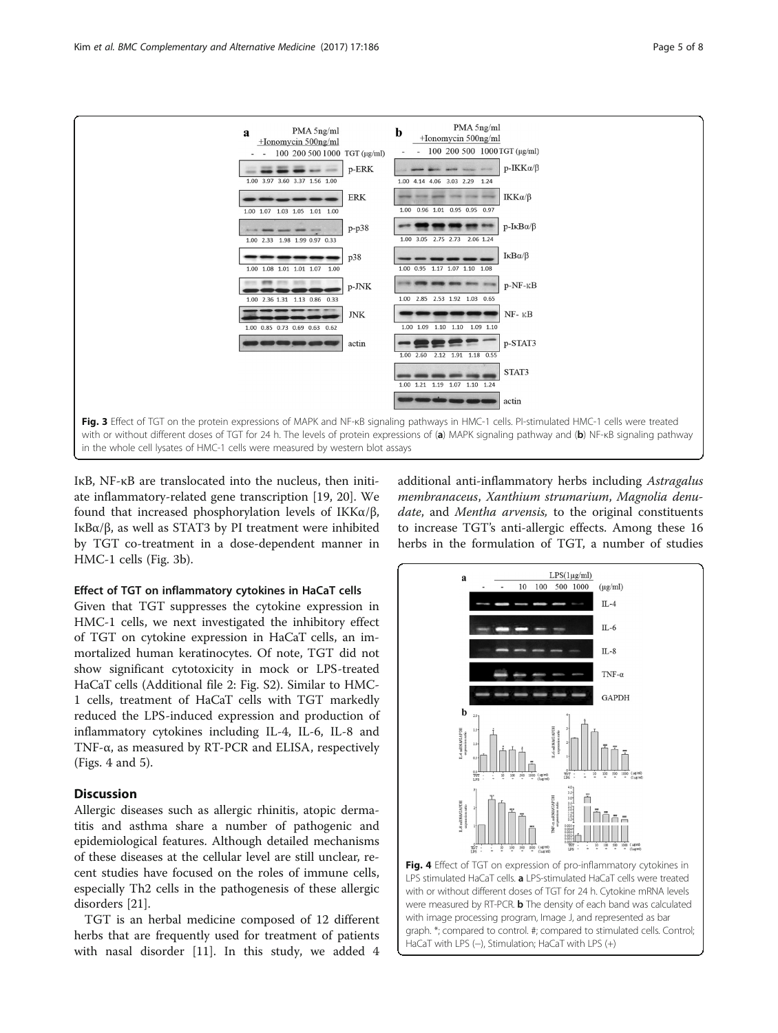Fig. 3 Effect of TGT on the protein expressions of MAPK and NF-κB signaling pathways in HMC-1 cells. PI-stimulated HMC-1 cells were treated with or without different doses of TGT for 24 h. The levels of protein expressions of (**a**) MAPK signaling pathway and (**b**) NF-κB signaling pathway in the whole cell lysates of HMC-1 cells were measured by western blot assays

IκB, NF-κB are translocated into the nucleus, then initiate inflammatory-related gene transcription [19, 20]. We found that increased phosphorylation levels of IKKα/β, IκBα/β, as well as STAT3 by PI treatment were inhibited by TGT co-treatment in a dose-dependent manner in HMC-1 cells (Fig. 3b).

### Effect of TGT on inflammatory cytokines in HaCaT cells

Given that TGT suppresses the cytokine expression in HMC-1 cells, we next investigated the inhibitory effect of TGT on cytokine expression in HaCaT cells, an immortalized human keratinocytes. Of note, TGT did not show significant cytotoxicity in mock or LPS-treated HaCaT cells (Additional file 2: Fig. S2). Similar to HMC-1 cells, treatment of HaCaT cells with TGT markedly reduced the LPS-induced expression and production of inflammatory cytokines including IL-4, IL-6, IL-8 and TNF-α, as measured by RT-PCR and ELISA, respectively (Figs. 4 and 5).

## Discussion

Allergic diseases such as allergic rhinitis, atopic dermatitis and asthma share a number of pathogenic and epidemiological features. Although detailed mechanisms of these diseases at the cellular level are still unclear, recent studies have focused on the roles of immune cells, especially Th2 cells in the pathogenesis of these allergic disorders [21].

TGT is an herbal medicine composed of 12 different herbs that are frequently used for treatment of patients with nasal disorder [11]. In this study, we added 4 additional anti-inflammatory herbs including *Astragalus membranaceus*, *Xanthium strumarium*, *Magnolia denudate*, and *Mentha arvensis,* to the original constituents to increase TGT's anti-allergic effects. Among these 16 herbs in the formulation of TGT, a number of studies

Fig. 4 Effect of TGT on expression of pro-inflammatory cytokines in LPS stimulated HaCaT cells. **a** LPS-stimulated HaCaT cells were treated with or without different doses of TGT for 24 h. Cytokine mRNA levels were measured by RT-PCR. **b** The density of each band was calculated with image processing program, Image J, and represented as bar graph. *; compared to control. #; compared to stimulated cells. Control; HaCaT with LPS (−), Stimulation; HaCaT with LPS (+)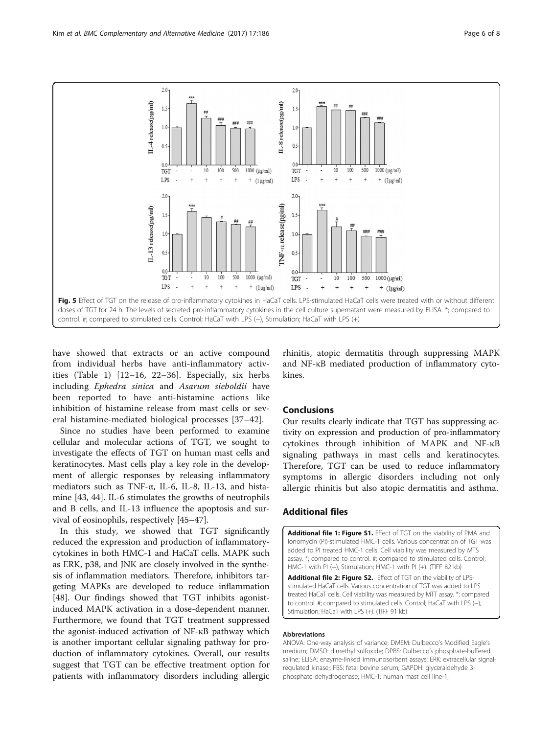Fig. 5 Effect of TGT on the release of pro-inflammatory cytokines in HaCaT cells. LPS-stimulated HaCaT cells were treated with or without different doses of TGT for 24 h. The levels of secreted pro-inflammatory cytokines in the cell culture supernatant were measured by ELISA. *; compared to control. #; compared to stimulated cells. Control; HaCaT with LPS (−), Stimulation; HaCaT with LPS (+)

have showed that extracts or an active compound from individual herbs have anti-inflammatory activities (Table 1) [12–16, 22–36]. Especially, six herbs including *Ephedra sinica* and *Asarum sieboldii* have been reported to have anti-histamine actions like inhibition of histamine release from mast cells or several histamine-mediated biological processes [37–42].

Since no studies have been performed to examine cellular and molecular actions of TGT, we sought to investigate the effects of TGT on human mast cells and keratinocytes. Mast cells play a key role in the development of allergic responses by releasing inflammatory mediators such as TNF-α, IL-6, IL-8, IL-13, and histamine [43, 44]. IL-6 stimulates the growths of neutrophils and B cells, and IL-13 influence the apoptosis and survival of eosinophils, respectively [45–47].

In this study, we showed that TGT significantly reduced the expression and production of inflammatory-cytokines in both HMC-1 and HaCaT cells. MAPK such as ERK, p38, and JNK are closely involved in the synthesis of inflammation mediators. Therefore, inhibitors targeting MAPKs are developed to reduce inflammation [48]. Our findings showed that TGT inhibits agonist-induced MAPK activation in a dose-dependent manner. Furthermore, we found that TGT treatment suppressed the agonist-induced activation of NF-κB pathway which is another important cellular signaling pathway for production of inflammatory cytokines. Overall, our results suggest that TGT can be effective treatment option for patients with inflammatory disorders including allergic rhinitis, atopic dermatitis through suppressing MAPK and NF-κB mediated production of inflammatory cytokines.

## Conclusions

Our results clearly indicate that TGT has suppressing activity on expression and production of pro-inflammatory cytokines through inhibition of MAPK and NF-κB signaling pathways in mast cells and keratinocytes. Therefore, TGT can be used to reduce inflammatory symptoms in allergic disorders including not only allergic rhinitis but also atopic dermatitis and asthma.

## Additional files

**Additional file 1: Figure S1.** Effect of TGT on the viability of PMA and Ionomycin (PI)-stimulated HMC-1 cells. Various concentration of TGT was added to PI treated HMC-1 cells. Cell viability was measured by MTS assay. *; compared to control. #; compared to stimulated cells. Control; HMC-1 with PI (−), Stimulation; HMC-1 with PI (+). (TIFF 82 kb)

**Additional file 2: Figure S2.** Effect of TGT on the viability of LPS-stimulated HaCaT cells. Various concentration of TGT was added to LPS treated HaCaT cells. Cell viability was measured by MTT assay. *; compared to control. #; compared to stimulated cells. Control; HaCaT with LPS (−), Stimulation; HaCaT with LPS (+). (TIFF 91 kb)

#### Abbreviations

ANOVA: One-way analysis of variance; DMEM: Dulbecco's Modified Eagle's medium; DMSO: dimethyl sulfoxide; DPBS: Dulbecco's phosphate-buffered saline; ELISA: enzyme-linked immunosorbent assays; ERK: extracellular signal-regulated kinase;; FBS: fetal bovine serum; GAPDH: glyceraldehyde 3-phosphate dehydrogenase; HMC-1: human mast cell line-1;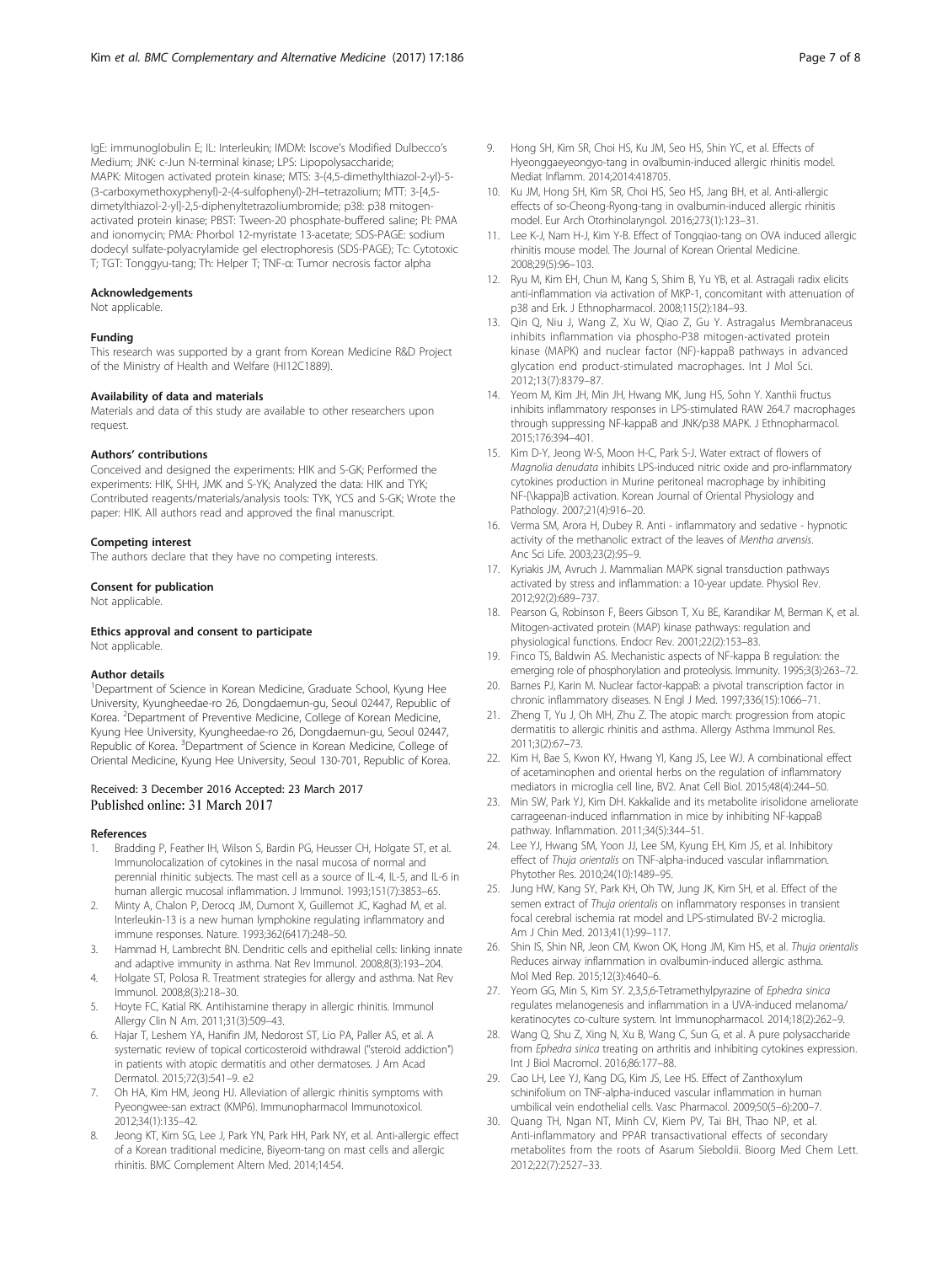IgE: immunoglobulin E; IL: Interleukin; IMDM: Iscove's Modified Dulbecco's Medium; JNK: c-Jun N-terminal kinase; LPS: Lipopolysaccharide; MAPK: Mitogen activated protein kinase; MTS: 3-(4,5-dimethylthiazol-2-yl)-5-(3-carboxymethoxyphenyl)-2-(4-sulfophenyl)-2H–tetrazolium; MTT: 3-[4,5-dimetylthiazol-2-yl]-2,5-diphenyltetrazoliumbromide; p38: p38 mitogen-activated protein kinase; PBST: Tween-20 phosphate-buffered saline; PI: PMA and ionomycin; PMA: Phorbol 12-myristate 13-acetate; SDS-PAGE: sodium dodecyl sulfate-polyacrylamide gel electrophoresis (SDS-PAGE); Tc: Cytotoxic T; TGT: Tonggyu-tang; Th: Helper T; TNF-α: Tumor necrosis factor alpha

### Acknowledgements

Not applicable.

### Funding

This research was supported by a grant from Korean Medicine R&D Project of the Ministry of Health and Welfare (HI12C1889).

### Availability of data and materials

Materials and data of this study are available to other researchers upon request.

### Authors' contributions

Conceived and designed the experiments: HIK and S-GK; Performed the experiments: HIK, SHH, JMK and S-YK; Analyzed the data: HIK and TYK; Contributed reagents/materials/analysis tools: TYK, YCS and S-GK; Wrote the paper: HIK. All authors read and approved the final manuscript.

### Competing interest

The authors declare that they have no competing interests.

### Consent for publication

Not applicable.

### Ethics approval and consent to participate

Not applicable.

### Author details

[1]Department of Science in Korean Medicine, Graduate School, Kyung Hee University, Kyungheedae-ro 26, Dongdaemun-gu, Seoul 02447, Republic of Korea. [2]Department of Preventive Medicine, College of Korean Medicine, Kyung Hee University, Kyungheedae-ro 26, Dongdaemun-gu, Seoul 02447, Republic of Korea. [3]Department of Science in Korean Medicine, College of Oriental Medicine, Kyung Hee University, Seoul 130-701, Republic of Korea.

Received: 3 December 2016 Accepted: 23 March 2017
Published online: 31 March 2017

### References

1. Bradding P, Feather IH, Wilson S, Bardin PG, Heusser CH, Holgate ST, et al. Immunolocalization of cytokines in the nasal mucosa of normal and perennial rhinitic subjects. The mast cell as a source of IL-4, IL-5, and IL-6 in human allergic mucosal inflammation. J Immunol. 1993;151(7):3853–65.
2. Minty A, Chalon P, Derocq JM, Dumont X, Guillemot JC, Kaghad M, et al. Interleukin-13 is a new human lymphokine regulating inflammatory and immune responses. Nature. 1993;362(6417):248–50.
3. Hammad H, Lambrecht BN. Dendritic cells and epithelial cells: linking innate and adaptive immunity in asthma. Nat Rev Immunol. 2008;8(3):193–204.
4. Holgate ST, Polosa R. Treatment strategies for allergy and asthma. Nat Rev Immunol. 2008;8(3):218–30.
5. Hoyte FC, Katial RK. Antihistamine therapy in allergic rhinitis. Immunol Allergy Clin N Am. 2011;31(3):509–43.
6. Hajar T, Leshem YA, Hanifin JM, Nedorost ST, Lio PA, Paller AS, et al. A systematic review of topical corticosteroid withdrawal ("steroid addiction") in patients with atopic dermatitis and other dermatoses. J Am Acad Dermatol. 2015;72(3):541–9. e2
7. Oh HA, Kim HM, Jeong HJ. Alleviation of allergic rhinitis symptoms with Pyeongwee-san extract (KMP6). Immunopharmacol Immunotoxicol. 2012;34(1):135–42.
8. Jeong KT, Kim SG, Lee J, Park YN, Park HH, Park NY, et al. Anti-allergic effect of a Korean traditional medicine, Biyeom-tang on mast cells and allergic rhinitis. BMC Complement Altern Med. 2014;14:54.
9. Hong SH, Kim SR, Choi HS, Ku JM, Seo HS, Shin YC, et al. Effects of Hyeonggaeyeongyo-tang in ovalbumin-induced allergic rhinitis model. Mediat Inflamm. 2014;2014:418705.
10. Ku JM, Hong SH, Kim SR, Choi HS, Seo HS, Jang BH, et al. Anti-allergic effects of so-Cheong-Ryong-tang in ovalbumin-induced allergic rhinitis model. Eur Arch Otorhinolaryngol. 2016;273(1):123–31.
11. Lee K-J, Nam H-J, Kim Y-B. Effect of Tongqiao-tang on OVA induced allergic rhinitis mouse model. The Journal of Korean Oriental Medicine. 2008;29(5):96–103.
12. Ryu M, Kim EH, Chun M, Kang S, Shim B, Yu YB, et al. Astragali radix elicits anti-inflammation via activation of MKP-1, concomitant with attenuation of p38 and Erk. J Ethnopharmacol. 2008;115(2):184–93.
13. Qin Q, Niu J, Wang Z, Xu W, Qiao Z, Gu Y. Astragalus Membranaceus inhibits inflammation via phospho-P38 mitogen-activated protein kinase (MAPK) and nuclear factor (NF)-kappaB pathways in advanced glycation end product-stimulated macrophages. Int J Mol Sci. 2012;13(7):8379–87.
14. Yeom M, Kim JH, Min JH, Hwang MK, Jung HS, Sohn Y. Xanthii fructus inhibits inflammatory responses in LPS-stimulated RAW 264.7 macrophages through suppressing NF-kappaB and JNK/p38 MAPK. J Ethnopharmacol. 2015;176:394–401.
15. Kim D-Y, Jeong W-S, Moon H-C, Park S-J. Water extract of flowers of *Magnolia denudata* inhibits LPS-induced nitric oxide and pro-inflammatory cytokines production in Murine peritoneal macrophage by inhibiting NF-{\kappa}B activation. Korean Journal of Oriental Physiology and Pathology. 2007;21(4):916–20.
16. Verma SM, Arora H, Dubey R. Anti - inflammatory and sedative - hypnotic activity of the methanolic extract of the leaves of *Mentha arvensis*. Anc Sci Life. 2003;23(2):95–9.
17. Kyriakis JM, Avruch J. Mammalian MAPK signal transduction pathways activated by stress and inflammation: a 10-year update. Physiol Rev. 2012;92(2):689–737.
18. Pearson G, Robinson F, Beers Gibson T, Xu BE, Karandikar M, Berman K, et al. Mitogen-activated protein (MAP) kinase pathways: regulation and physiological functions. Endocr Rev. 2001;22(2):153–83.
19. Finco TS, Baldwin AS. Mechanistic aspects of NF-kappa B regulation: the emerging role of phosphorylation and proteolysis. Immunity. 1995;3(3):263–72.
20. Barnes PJ, Karin M. Nuclear factor-kappaB: a pivotal transcription factor in chronic inflammatory diseases. N Engl J Med. 1997;336(15):1066–71.
21. Zheng T, Yu J, Oh MH, Zhu Z. The atopic march: progression from atopic dermatitis to allergic rhinitis and asthma. Allergy Asthma Immunol Res. 2011;3(2):67–73.
22. Kim H, Bae S, Kwon KY, Hwang YI, Kang JS, Lee WJ. A combinational effect of acetaminophen and oriental herbs on the regulation of inflammatory mediators in microglia cell line, BV2. Anat Cell Biol. 2015;48(4):244–50.
23. Min SW, Park YJ, Kim DH. Kakkalide and its metabolite irisolidone ameliorate carrageenan-induced inflammation in mice by inhibiting NF-kappaB pathway. Inflammation. 2011;34(5):344–51.
24. Lee YJ, Hwang SM, Yoon JJ, Lee SM, Kyung EH, Kim JS, et al. Inhibitory effect of *Thuja orientalis* on TNF-alpha-induced vascular inflammation. Phytother Res. 2010;24(10):1489–95.
25. Jung HW, Kang SY, Park KH, Oh TW, Jung JK, Kim SH, et al. Effect of the semen extract of *Thuja orientalis* on inflammatory responses in transient focal cerebral ischemia rat model and LPS-stimulated BV-2 microglia. Am J Chin Med. 2013;41(1):99–117.
26. Shin IS, Shin NR, Jeon CM, Kwon OK, Hong JM, Kim HS, et al. *Thuja orientalis* Reduces airway inflammation in ovalbumin-induced allergic asthma. Mol Med Rep. 2015;12(3):4640–6.
27. Yeom GG, Min S, Kim SY. 2,3,5,6-Tetramethylpyrazine of *Ephedra sinica* regulates melanogenesis and inflammation in a UVA-induced melanoma/keratinocytes co-culture system. Int Immunopharmacol. 2014;18(2):262–9.
28. Wang Q, Shu Z, Xing N, Xu B, Wang C, Sun G, et al. A pure polysaccharide from *Ephedra sinica* treating on arthritis and inhibiting cytokines expression. Int J Biol Macromol. 2016;86:177–88.
29. Cao LH, Lee YJ, Kang DG, Kim JS, Lee HS. Effect of Zanthoxylum schinifolium on TNF-alpha-induced vascular inflammation in human umbilical vein endothelial cells. Vasc Pharmacol. 2009;50(5–6):200–7.
30. Quang TH, Ngan NT, Minh CV, Kiem PV, Tai BH, Thao NP, et al. Anti-inflammatory and PPAR transactivational effects of secondary metabolites from the roots of Asarum Sieboldii. Bioorg Med Chem Lett. 2012;22(7):2527–33.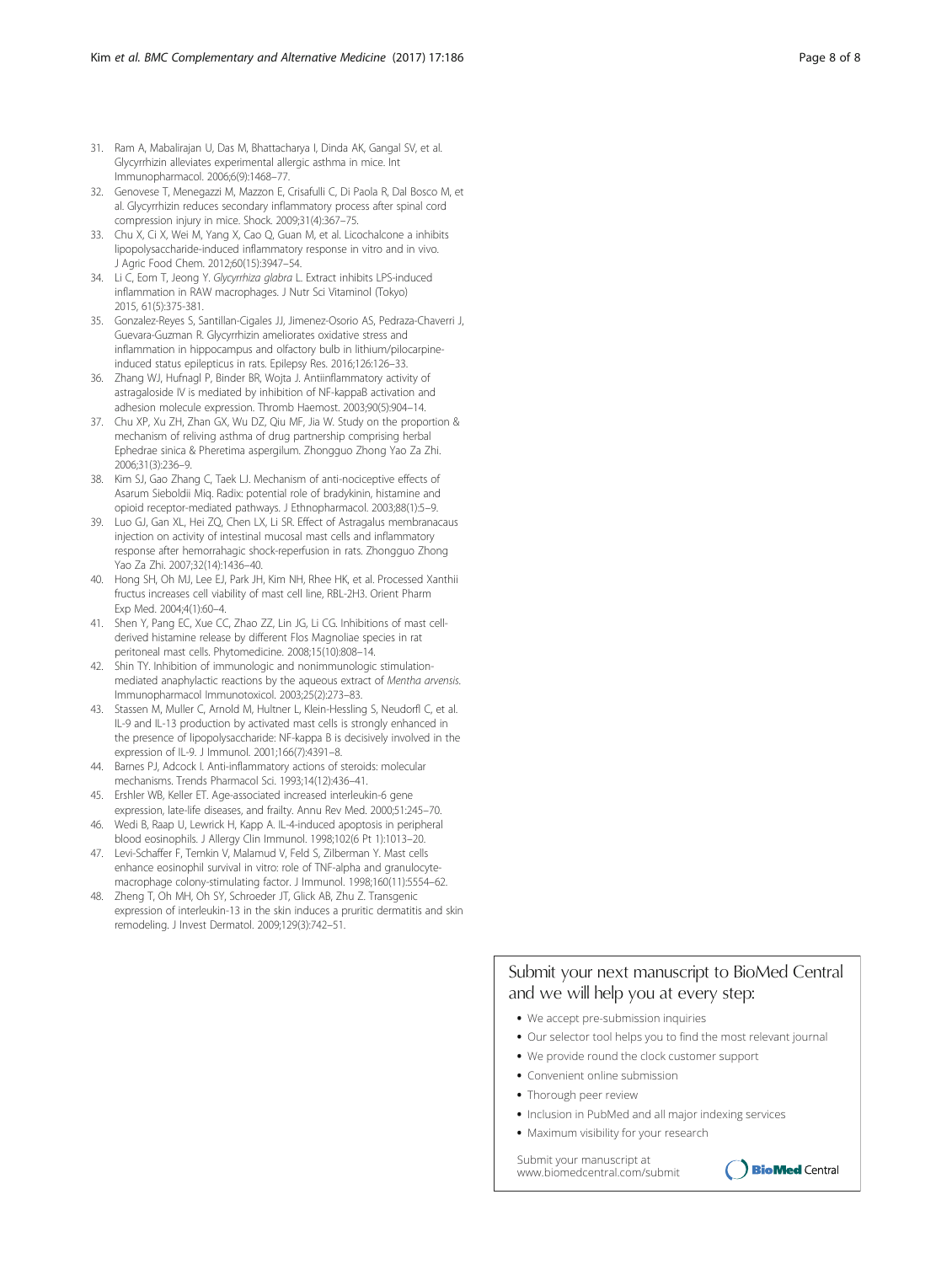31. Ram A, Mabalirajan U, Das M, Bhattacharya I, Dinda AK, Gangal SV, et al. Glycyrrhizin alleviates experimental allergic asthma in mice. Int Immunopharmacol. 2006;6(9):1468–77.
32. Genovese T, Menegazzi M, Mazzon E, Crisafulli C, Di Paola R, Dal Bosco M, et al. Glycyrrhizin reduces secondary inflammatory process after spinal cord compression injury in mice. Shock. 2009;31(4):367–75.
33. Chu X, Ci X, Wei M, Yang X, Cao Q, Guan M, et al. Licochalcone a inhibits lipopolysaccharide-induced inflammatory response in vitro and in vivo. J Agric Food Chem. 2012;60(15):3947–54.
34. Li C, Eom T, Jeong Y. *Glycyrrhiza glabra* L. Extract inhibits LPS-induced inflammation in RAW macrophages. J Nutr Sci Vitaminol (Tokyo) 2015, 61(5):375-381.
35. Gonzalez-Reyes S, Santillan-Cigales JJ, Jimenez-Osorio AS, Pedraza-Chaverri J, Guevara-Guzman R. Glycyrrhizin ameliorates oxidative stress and inflammation in hippocampus and olfactory bulb in lithium/pilocarpine-induced status epilepticus in rats. Epilepsy Res. 2016;126:126–33.
36. Zhang WJ, Hufnagl P, Binder BR, Wojta J. Antiinflammatory activity of astragaloside IV is mediated by inhibition of NF-kappaB activation and adhesion molecule expression. Thromb Haemost. 2003;90(5):904–14.
37. Chu XP, Xu ZH, Zhan GX, Wu DZ, Qiu MF, Jia W. Study on the proportion & mechanism of reliving asthma of drug partnership comprising herbal Ephedrae sinica & Pheretima aspergilum. Zhongguo Zhong Yao Za Zhi. 2006;31(3):236–9.
38. Kim SJ, Gao Zhang C, Taek LJ. Mechanism of anti-nociceptive effects of Asarum Sieboldii Miq. Radix: potential role of bradykinin, histamine and opioid receptor-mediated pathways. J Ethnopharmacol. 2003;88(1):5–9.
39. Luo GJ, Gan XL, Hei ZQ, Chen LX, Li SR. Effect of Astragalus membranacaus injection on activity of intestinal mucosal mast cells and inflammatory response after hemorrahagic shock-reperfusion in rats. Zhongguo Zhong Yao Za Zhi. 2007;32(14):1436–40.
40. Hong SH, Oh MJ, Lee EJ, Park JH, Kim NH, Rhee HK, et al. Processed Xanthii fructus increases cell viability of mast cell line, RBL-2H3. Orient Pharm Exp Med. 2004;4(1):60–4.
41. Shen Y, Pang EC, Xue CC, Zhao ZZ, Lin JG, Li CG. Inhibitions of mast cell-derived histamine release by different Flos Magnoliae species in rat peritoneal mast cells. Phytomedicine. 2008;15(10):808–14.
42. Shin TY. Inhibition of immunologic and nonimmunologic stimulation-mediated anaphylactic reactions by the aqueous extract of *Mentha arvensis*. Immunopharmacol Immunotoxicol. 2003;25(2):273–83.
43. Stassen M, Muller C, Arnold M, Hultner L, Klein-Hessling S, Neudorfl C, et al. IL-9 and IL-13 production by activated mast cells is strongly enhanced in the presence of lipopolysaccharide: NF-kappa B is decisively involved in the expression of IL-9. J Immunol. 2001;166(7):4391–8.
44. Barnes PJ, Adcock I. Anti-inflammatory actions of steroids: molecular mechanisms. Trends Pharmacol Sci. 1993;14(12):436–41.
45. Ershler WB, Keller ET. Age-associated increased interleukin-6 gene expression, late-life diseases, and frailty. Annu Rev Med. 2000;51:245–70.
46. Wedi B, Raap U, Lewrick H, Kapp A. IL-4-induced apoptosis in peripheral blood eosinophils. J Allergy Clin Immunol. 1998;102(6 Pt 1):1013–20.
47. Levi-Schaffer F, Temkin V, Malamud V, Feld S, Zilberman Y. Mast cells enhance eosinophil survival in vitro: role of TNF-alpha and granulocyte-macrophage colony-stimulating factor. J Immunol. 1998;160(11):5554–62.
48. Zheng T, Oh MH, Oh SY, Schroeder JT, Glick AB, Zhu Z. Transgenic expression of interleukin-13 in the skin induces a pruritic dermatitis and skin remodeling. J Invest Dermatol. 2009;129(3):742–51.

Submit your next manuscript to BioMed Central and we will help you at every step:

- We accept pre-submission inquiries
- Our selector tool helps you to find the most relevant journal
- We provide round the clock customer support
- Convenient online submission
- Thorough peer review
- Inclusion in PubMed and all major indexing services
- Maximum visibility for your research

Submit your manuscript at www.biomedcentral.com/submit